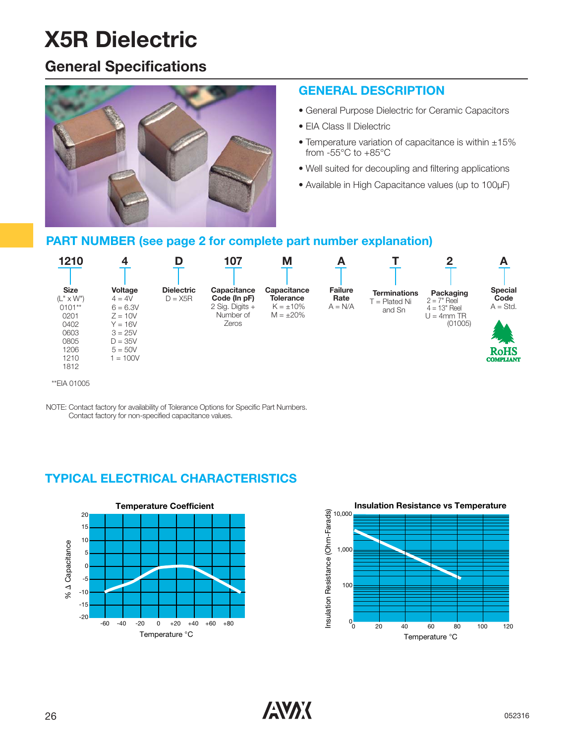# X5R Dielectric

## General Specifications

## GENERAL DESCRIPTION

- General Purpose Dielectric for Ceramic Capacitors
- EIA Class II Dielectric
- Temperature variation of capacitance is within ±15% from -55°C to +85°C
- Well suited for decoupling and filtering applications
- Available in High Capacitance values (up to 100μF)

## PART NUMBER (see page 2 for complete part number explanation)

| 1210 | 4 | D | 107 | M | A | T | 2 | A |
|---|---|---|---|---|---|---|---|---|
| **Size** (L" x W") 0101** 0201 0402 0603 0805 1206 1210 1812 | **Voltage** 4 = 4V 6 = 6.3V Z = 10V Y = 16V 3 = 25V D = 35V 5 = 50V 1 = 100V | **Dielectric** D = X5R | **Capacitance Code (In pF)** 2 Sig. Digits + Number of Zeros | **Capacitance Tolerance** K = ±10% M = ±20% | **Failure Rate** A = N/A | **Terminations** T = Plated Ni and Sn | **Packaging** 2 = 7" Reel 4 = 13" Reel U = 4mm TR (01005) | **Special Code** A = Std. |

RoHS COMPLIANT

**EIA 01005

NOTE: Contact factory for availability of Tolerance Options for Specific Part Numbers.
Contact factory for non-specified capacitance values.

## TYPICAL ELECTRICAL CHARACTERISTICS

**Temperature Coefficient**

% Δ Capacitance vs. Temperature °C

**Insulation Resistance vs Temperature**

Insulation Resistance (Ohm-Farads) vs. Temperature °C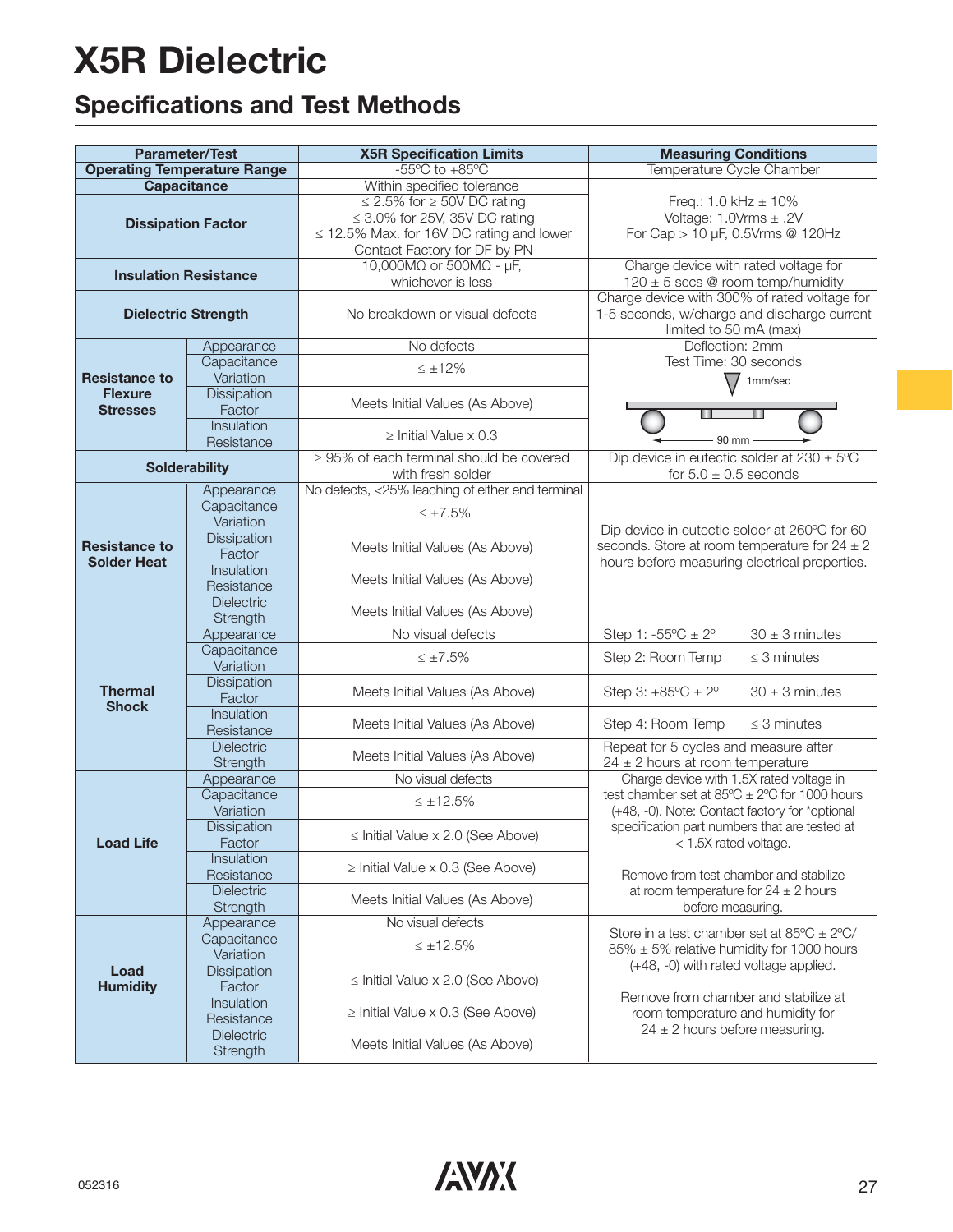# X5R Dielectric

## Specifications and Test Methods

| Parameter/Test | | X5R Specification Limits | Measuring Conditions | |
|---|---|---|---|---|
| Operating Temperature Range | | -55ºC to +85ºC | Temperature Cycle Chamber | |
| Capacitance | | Within specified tolerance | Freq.: 1.0 kHz ± 10%<br>Voltage: 1.0Vrms ± .2V<br>For Cap > 10 µF, 0.5Vrms @ 120Hz | |
| Dissipation Factor | | ≤ 2.5% for ≥ 50V DC rating<br>≤ 3.0% for 25V, 35V DC rating<br>≤ 12.5% Max. for 16V DC rating and lower<br>Contact Factory for DF by PN | | |
| Insulation Resistance | | 10,000MΩ or 500MΩ - µF, whichever is less | Charge device with rated voltage for 120 ± 5 secs @ room temp/humidity | |
| Dielectric Strength | | No breakdown or visual defects | Charge device with 300% of rated voltage for 1-5 seconds, w/charge and discharge current limited to 50 mA (max) | |
| Resistance to Flexure Stresses | Appearance | No defects | Deflection: 2mm<br>Test Time: 30 seconds<br>1mm/sec<br>90 mm | |
| | Capacitance Variation | ≤ ±12% | | |
| | Dissipation Factor | Meets Initial Values (As Above) | | |
| | Insulation Resistance | ≥ Initial Value x 0.3 | | |
| Solderability | | ≥ 95% of each terminal should be covered with fresh solder | Dip device in eutectic solder at 230 ± 5ºC for 5.0 ± 0.5 seconds | |
| Resistance to Solder Heat | Appearance | No defects, <25% leaching of either end terminal | Dip device in eutectic solder at 260ºC for 60 seconds. Store at room temperature for 24 ± 2 hours before measuring electrical properties. | |
| | Capacitance Variation | ≤ ±7.5% | | |
| | Dissipation Factor | Meets Initial Values (As Above) | | |
| | Insulation Resistance | Meets Initial Values (As Above) | | |
| | Dielectric Strength | Meets Initial Values (As Above) | | |
| Thermal Shock | Appearance | No visual defects | Step 1: -55ºC ± 2º | 30 ± 3 minutes |
| | Capacitance Variation | ≤ ±7.5% | Step 2: Room Temp | ≤ 3 minutes |
| | Dissipation Factor | Meets Initial Values (As Above) | Step 3: +85ºC ± 2º | 30 ± 3 minutes |
| | Insulation Resistance | Meets Initial Values (As Above) | Step 4: Room Temp | ≤ 3 minutes |
| | Dielectric Strength | Meets Initial Values (As Above) | Repeat for 5 cycles and measure after 24 ± 2 hours at room temperature | |
| Load Life | Appearance | No visual defects | Charge device with 1.5X rated voltage in test chamber set at 85ºC ± 2ºC for 1000 hours (+48, -0). Note: Contact factory for *optional specification part numbers that are tested at < 1.5X rated voltage.<br><br>Remove from test chamber and stabilize at room temperature for 24 ± 2 hours before measuring. | |
| | Capacitance Variation | ≤ ±12.5% | | |
| | Dissipation Factor | ≤ Initial Value x 2.0 (See Above) | | |
| | Insulation Resistance | ≥ Initial Value x 0.3 (See Above) | | |
| | Dielectric Strength | Meets Initial Values (As Above) | | |
| Load Humidity | Appearance | No visual defects | Store in a test chamber set at 85ºC ± 2ºC/ 85% ± 5% relative humidity for 1000 hours (+48, -0) with rated voltage applied.<br><br>Remove from chamber and stabilize at room temperature and humidity for 24 ± 2 hours before measuring. | |
| | Capacitance Variation | ≤ ±12.5% | | |
| | Dissipation Factor | ≤ Initial Value x 2.0 (See Above) | | |
| | Insulation Resistance | ≥ Initial Value x 0.3 (See Above) | | |
| | Dielectric Strength | Meets Initial Values (As Above) | | |

052316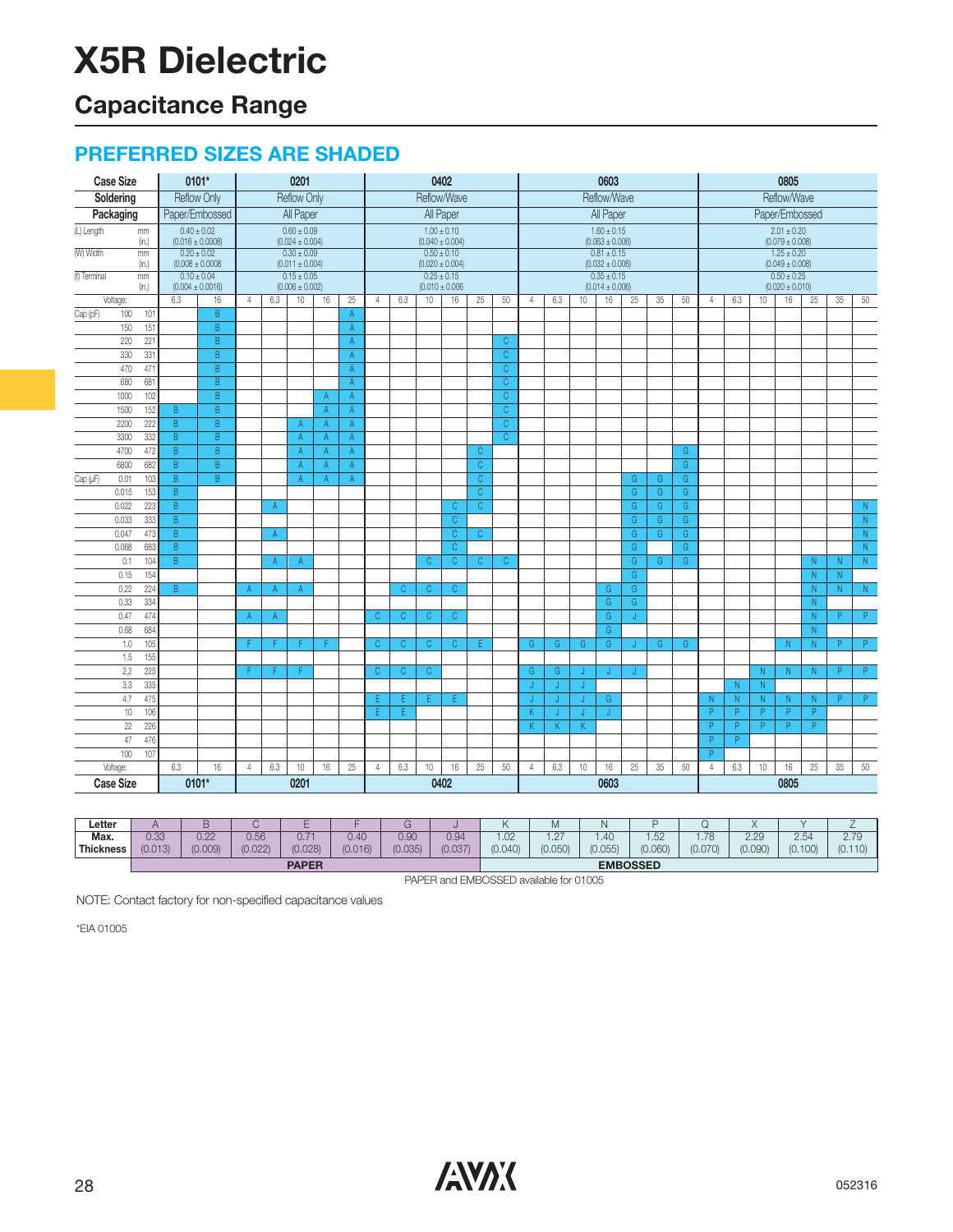# X5R Dielectric

## Capacitance Range

### PREFERRED SIZES ARE SHADED

| Case Size | | 0101* | | 0201 | | | | | 0402 | | | | | | 0603 | | | | | | | 0805 | | | | | | |
|---|---|---|---|---|---|---|---|---|---|---|---|---|---|---|---|---|---|---|---|---|---|---|---|---|---|---|---|---|
| Soldering | | Reflow Only | | Reflow Only | | | | | Reflow/Wave | | | | | | Reflow/Wave | | | | | | | Reflow/Wave | | | | | | |
| Packaging | | Paper/Embossed | | All Paper | | | | | All Paper | | | | | | All Paper | | | | | | | Paper/Embossed | | | | | | |
| (L) Length | mm (in.) | 0.40 ± 0.02 (0.016 ± 0.0008) | | 0.60 ± 0.09 (0.024 ± 0.004) | | | | | 1.00 ± 0.10 (0.040 ± 0.004) | | | | | | 1.60 ± 0.15 (0.063 ± 0.006) | | | | | | | 2.01 ± 0.20 (0.079 ± 0.008) | | | | | | |
| (W) Width | mm (in.) | 0.20 ± 0.02 (0.008 ± 0.0008 | | 0.30 ± 0.09 (0.011 ± 0.004) | | | | | 0.50 ± 0.10 (0.020 ± 0.004) | | | | | | 0.81 ± 0.15 (0.032 ± 0.006) | | | | | | | 1.25 ± 0.20 (0.049 ± 0.008) | | | | | | |
| (t) Terminal | mm (in.) | 0.10 ± 0.04 (0.004 ± 0.0016) | | 0.15 ± 0.05 (0.006 ± 0.002) | | | | | 0.25 ± 0.15 (0.010 ± 0.006 | | | | | | 0.35 ± 0.15 (0.014 ± 0.006) | | | | | | | 0.50 ± 0.25 (0.020 ± 0.010) | | | | | | |
| Voltage: | | 6.3 | 16 | 4 | 6.3 | 10 | 16 | 25 | 4 | 6.3 | 10 | 16 | 25 | 50 | 4 | 6.3 | 10 | 16 | 25 | 35 | 50 | 4 | 6.3 | 10 | 16 | 25 | 35 | 50 |
| Cap (pF) 100 | 101 | | B | | | | | A | | | | | | | | | | | | | | | | | | | | |
| 150 | 151 | | B | | | | | A | | | | | | | | | | | | | | | | | | | | |
| 220 | 221 | | B | | | | | A | | | | | | C | | | | | | | | | | | | | | |
| 330 | 331 | | B | | | | | A | | | | | | C | | | | | | | | | | | | | | |
| 470 | 471 | | B | | | | | A | | | | | | C | | | | | | | | | | | | | | |
| 680 | 681 | | B | | | | | A | | | | | | C | | | | | | | | | | | | | | |
| 1000 | 102 | | B | | | | A | A | | | | | | C | | | | | | | | | | | | | | |
| 1500 | 152 | B | B | | | | A | A | | | | | | C | | | | | | | | | | | | | | |
| 2200 | 222 | B | B | | | A | A | A | | | | | | C | | | | | | | | | | | | | | |
| 3300 | 332 | B | B | | | A | A | A | | | | | | C | | | | | | | | | | | | | | |
| 4700 | 472 | B | B | | | A | A | A | | | | | C | | | | | | | | G | | | | | | | |
| 6800 | 682 | B | B | | | A | A | A | | | | | C | | | | | | | | G | | | | | | | |
| Cap (μF) 0.01 | 103 | B | B | | | A | A | A | | | | | C | | | | | | G | G | G | | | | | | | |
| 0.015 | 153 | B | | | | | | | | | | | C | | | | | | G | G | G | | | | | | | |
| 0.022 | 223 | B | | | A | | | | | | | C | C | | | | | | G | G | G | | | | | | | N |
| 0.033 | 333 | B | | | | | | | | | | C | | | | | | | G | G | G | | | | | | | N |
| 0.047 | 473 | B | | | A | | | | | | | C | C | | | | | | G | G | G | | | | | | | N |
| 0.068 | 683 | B | | | | | | | | | | C | | | | | | | G | | G | | | | | | | N |
| 0.1 | 104 | B | | | A | A | | | | | C | C | C | C | | | | | G | G | G | | | | | N | N | N |
| 0.15 | 154 | | | | | | | | | | | | | | | | | | G | | | | | | | N | N | |
| 0.22 | 224 | B | | A | A | A | | | | C | C | C | | | | | | G | G | | | | | | | N | N | N |
| 0.33 | 334 | | | | | | | | | | | | | | | | | G | G | | | | | | | N | | |
| 0.47 | 474 | | | A | A | | | | C | C | C | C | | | | | | G | J | | | | | | | N | P | P |
| 0.68 | 684 | | | | | | | | | | | | | | | | | G | | | | | | | | N | | |
| 1.0 | 105 | | | F | F | F | F | | C | C | C | C | E | | G | G | G | G | J | G | G | | | | N | N | P | P |
| 1.5 | 155 | | | | | | | | | | | | | | | | | | | | | | | | | | | |
| 2.2 | 225 | | | F | F | F | | | C | C | C | | | | G | G | J | J | J | | | | | N | N | N | P | P |
| 3.3 | 335 | | | | | | | | | | | | | | J | J | J | | | | | | N | N | | | | |
| 4.7 | 475 | | | | | | | | E | E | E | E | | | J | J | J | G | | | | N | N | N | N | N | P | P |
| 10 | 106 | | | | | | | | E | E | | | | | K | J | J | J | | | | P | P | P | P | P | | |
| 22 | 226 | | | | | | | | | | | | | | K | K | K | | | | | P | P | P | P | P | | |
| 47 | 476 | | | | | | | | | | | | | | | | | | | | | P | P | | | | | |
| 100 | 107 | | | | | | | | | | | | | | | | | | | | | P | | | | | | |
| Voltage: | | 6.3 | 16 | 4 | 6.3 | 10 | 16 | 25 | 4 | 6.3 | 10 | 16 | 25 | 50 | 4 | 6.3 | 10 | 16 | 25 | 35 | 50 | 4 | 6.3 | 10 | 16 | 25 | 35 | 50 |
| Case Size | | 0101* | | 0201 | | | | | 0402 | | | | | | 0603 | | | | | | | 0805 | | | | | | |

| Letter | A | B | C | E | F | G | J | K | M | N | P | Q | X | Y | Z |
|---|---|---|---|---|---|---|---|---|---|---|---|---|---|---|---|
| Max. Thickness | 0.33 (0.013) | 0.22 (0.009) | 0.56 (0.022) | 0.71 (0.028) | 0.40 (0.016) | 0.90 (0.035) | 0.94 (0.037) | 1.02 (0.040) | 1.27 (0.050) | 1.40 (0.055) | 1.52 (0.060) | 1.78 (0.070) | 2.29 (0.090) | 2.54 (0.100) | 2.79 (0.110) |
| | PAPER | | | | | | | EMBOSSED | | | | | | | |

PAPER and EMBOSSED available for 01005

NOTE: Contact factory for non-specified capacitance values

*EIA 01005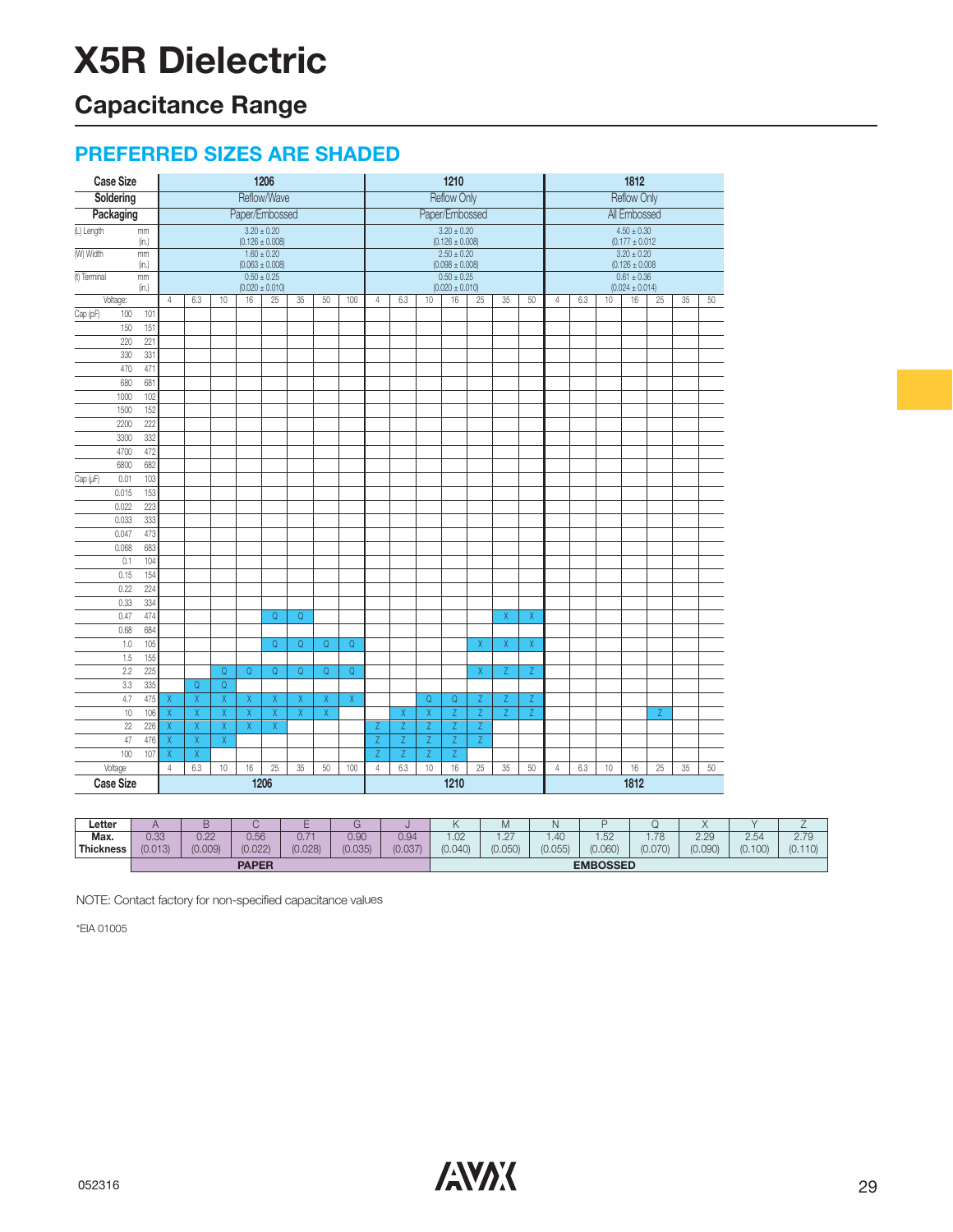# X5R Dielectric

## Capacitance Range

### PREFERRED SIZES ARE SHADED

| Case Size | | 1206 | | | | | | | | 1210 | | | | | | | 1812 | | | | | | |
|---|---|---|---|---|---|---|---|---|---|---|---|---|---|---|---|---|---|---|---|---|---|---|---|
| Soldering | | Reflow/Wave | | | | | | | | Reflow Only | | | | | | | Reflow Only | | | | | | |
| Packaging | | Paper/Embossed | | | | | | | | Paper/Embossed | | | | | | | All Embossed | | | | | | |
| (L) Length | mm (in.) | 3.20 ± 0.20 (0.126 ± 0.008) | | | | | | | | 3.20 ± 0.20 (0.126 ± 0.008) | | | | | | | 4.50 ± 0.30 (0.177 ± 0.012 | | | | | | |
| (W) Width | mm (in.) | 1.60 ± 0.20 (0.063 ± 0.008) | | | | | | | | 2.50 ± 0.20 (0.098 ± 0.008) | | | | | | | 3.20 ± 0.20 (0.126 ± 0.008 | | | | | | |
| (t) Terminal | mm (in.) | 0.50 ± 0.25 (0.020 ± 0.010) | | | | | | | | 0.50 ± 0.25 (0.020 ± 0.010) | | | | | | | 0.61 ± 0.36 (0.024 ± 0.014) | | | | | | |
| Voltage: | | 4 | 6.3 | 10 | 16 | 25 | 35 | 50 | 100 | 4 | 6.3 | 10 | 16 | 25 | 35 | 50 | 4 | 6.3 | 10 | 16 | 25 | 35 | 50 |
| Cap (pF) 100 | 101 | | | | | | | | | | | | | | | | | | | | | | |
| 150 | 151 | | | | | | | | | | | | | | | | | | | | | | |
| 220 | 221 | | | | | | | | | | | | | | | | | | | | | | |
| 330 | 331 | | | | | | | | | | | | | | | | | | | | | | |
| 470 | 471 | | | | | | | | | | | | | | | | | | | | | | |
| 680 | 681 | | | | | | | | | | | | | | | | | | | | | | |
| 1000 | 102 | | | | | | | | | | | | | | | | | | | | | | |
| 1500 | 152 | | | | | | | | | | | | | | | | | | | | | | |
| 2200 | 222 | | | | | | | | | | | | | | | | | | | | | | |
| 3300 | 332 | | | | | | | | | | | | | | | | | | | | | | |
| 4700 | 472 | | | | | | | | | | | | | | | | | | | | | | |
| 6800 | 682 | | | | | | | | | | | | | | | | | | | | | | |
| Cap (μF) 0.01 | 103 | | | | | | | | | | | | | | | | | | | | | | |
| 0.015 | 153 | | | | | | | | | | | | | | | | | | | | | | |
| 0.022 | 223 | | | | | | | | | | | | | | | | | | | | | | |
| 0.033 | 333 | | | | | | | | | | | | | | | | | | | | | | |
| 0.047 | 473 | | | | | | | | | | | | | | | | | | | | | | |
| 0.068 | 683 | | | | | | | | | | | | | | | | | | | | | | |
| 0.1 | 104 | | | | | | | | | | | | | | | | | | | | | | |
| 0.15 | 154 | | | | | | | | | | | | | | | | | | | | | | |
| 0.22 | 224 | | | | | | | | | | | | | | | | | | | | | | |
| 0.33 | 334 | | | | | | | | | | | | | | | | | | | | | | |
| 0.47 | 474 | | | | | Q | Q | | | | | | | | X | X | | | | | | | |
| 0.68 | 684 | | | | | | | | | | | | | | | | | | | | | | |
| 1.0 | 105 | | | | | Q | Q | Q | Q | | | | | X | X | X | | | | | | | |
| 1.5 | 155 | | | | | | | | | | | | | | | | | | | | | | |
| 2.2 | 225 | | | Q | Q | Q | Q | Q | Q | | | | | X | Z | Z | | | | | | | |
| 3.3 | 335 | | Q | Q | | | | | | | | | | | | | | | | | | | |
| 4.7 | 475 | X | X | X | X | X | X | X | X | | | Q | Q | Z | | Z | | | | | | | |
| 10 | 106 | X | X | X | X | X | X | X | | | X | X | Z | Z | Z | Z | | | | | Z | | |
| 22 | 226 | X | X | X | X | X | | | | Z | Z | Z | Z | Z | | | | | | | | | |
| 47 | 476 | X | X | X | | | | | | Z | Z | Z | Z | Z | | | | | | | | | |
| 100 | 107 | X | X | | | | | | | Z | Z | Z | Z | | | | | | | | | | |
| Voltage | | 4 | 6.3 | 10 | 16 | 25 | 35 | 50 | 100 | 4 | 6.3 | 10 | 16 | 25 | 35 | 50 | 4 | 6.3 | 10 | 16 | 25 | 35 | 50 |
| Case Size | | 1206 | | | | | | | | 1210 | | | | | | | 1812 | | | | | | |

| Letter | A | B | C | E | G | J | K | M | N | P | Q | X | Y | Z |
|---|---|---|---|---|---|---|---|---|---|---|---|---|---|---|
| Max. Thickness | 0.33 (0.013) | 0.22 (0.009) | 0.56 (0.022) | 0.71 (0.028) | 0.90 (0.035) | 0.94 (0.037) | 1.02 (0.040) | 1.27 (0.050) | 1.40 (0.055) | 1.52 (0.060) | 1.78 (0.070) | 2.29 (0.090) | 2.54 (0.100) | 2.79 (0.110) |
| | PAPER | | | | | | EMBOSSED | | | | | | | |

NOTE: Contact factory for non-specified capacitance values

*EIA 01005

052316